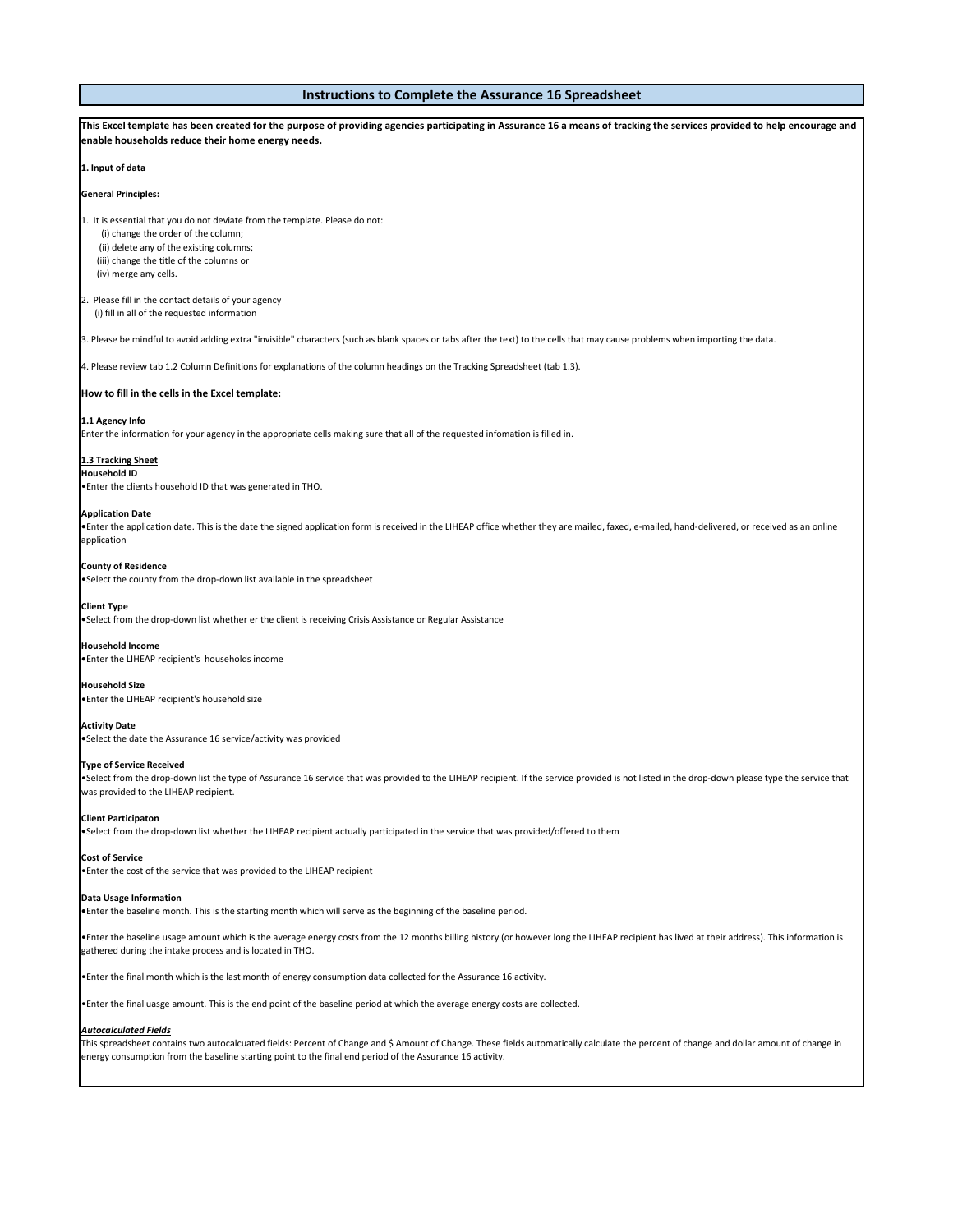# Instructions to Complete the Assurance 16 Spreadsheet

**This Excel template has been created for the purpose of providing agencies participating in Assurance 16 a means of tracking the services provided to help encourage and enable households reduce their home energy needs.**

**1. Input of data**

**General Principles:**

1. It is essential that you do not deviate from the template. Please do not:
   (i) change the order of the column;
   (ii) delete any of the existing columns;
   (iii) change the title of the columns or
   (iv) merge any cells.

2. Please fill in the contact details of your agency
   (i) fill in all of the requested information

3. Please be mindful to avoid adding extra "invisible" characters (such as blank spaces or tabs after the text) to the cells that may cause problems when importing the data.

4. Please review tab 1.2 Column Definitions for explanations of the column headings on the Tracking Spreadsheet (tab 1.3).

**How to fill in the cells in the Excel template:**

**1.1 Agency Info**

Enter the information for your agency in the appropriate cells making sure that all of the requested infomation is filled in.

**1.3 Tracking Sheet**

**Household ID**

•Enter the clients household ID that was generated in THO.

**Application Date**

•Enter the application date. This is the date the signed application form is received in the LIHEAP office whether they are mailed, faxed, e-mailed, hand-delivered, or received as an online application

**County of Residence**

•Select the county from the drop-down list available in the spreadsheet

**Client Type**

•Select from the drop-down list whether er the client is receiving Crisis Assistance or Regular Assistance

**Household Income**

•Enter the LIHEAP recipient's households income

**Household Size**

•Enter the LIHEAP recipient's household size

**Activity Date**

•Select the date the Assurance 16 service/activity was provided

**Type of Service Received**

•Select from the drop-down list the type of Assurance 16 service that was provided to the LIHEAP recipient. If the service provided is not listed in the drop-down please type the service that was provided to the LIHEAP recipient.

**Client Participaton**

•Select from the drop-down list whether the LIHEAP recipient actually participated in the service that was provided/offered to them

**Cost of Service**

•Enter the cost of the service that was provided to the LIHEAP recipient

**Data Usage Information**

•Enter the baseline month. This is the starting month which will serve as the beginning of the baseline period.

•Enter the baseline usage amount which is the average energy costs from the 12 months billing history (or however long the LIHEAP recipient has lived at their address). This information is gathered during the intake process and is located in THO.

•Enter the final month which is the last month of energy consumption data collected for the Assurance 16 activity.

•Enter the final uasge amount. This is the end point of the baseline period at which the average energy costs are collected.

***Autocalculated Fields***

This spreadsheet contains two autocalcuated fields: Percent of Change and $ Amount of Change. These fields automatically calculate the percent of change and dollar amount of change in energy consumption from the baseline starting point to the final end period of the Assurance 16 activity.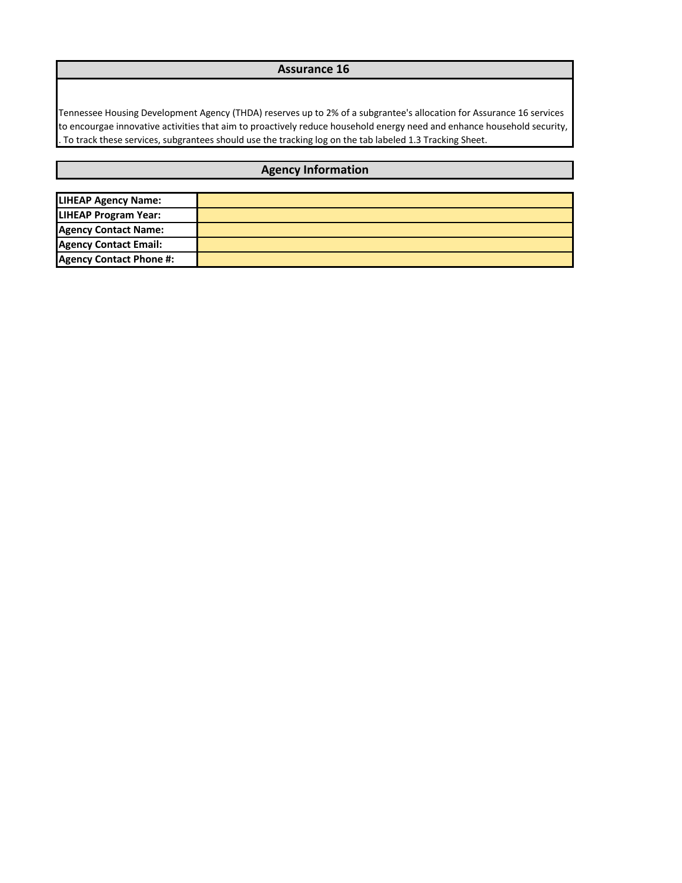## Assurance 16

Tennessee Housing Development Agency (THDA) reserves up to 2% of a subgrantee's allocation for Assurance 16 services to encourgae innovative activities that aim to proactively reduce household energy need and enhance household security, . To track these services, subgrantees should use the tracking log on the tab labeled 1.3 Tracking Sheet.

## Agency Information

| | |
|---|---|
| **LIHEAP Agency Name:** | |
| **LIHEAP Program Year:** | |
| **Agency Contact Name:** | |
| **Agency Contact Email:** | |
| **Agency Contact Phone #:** | |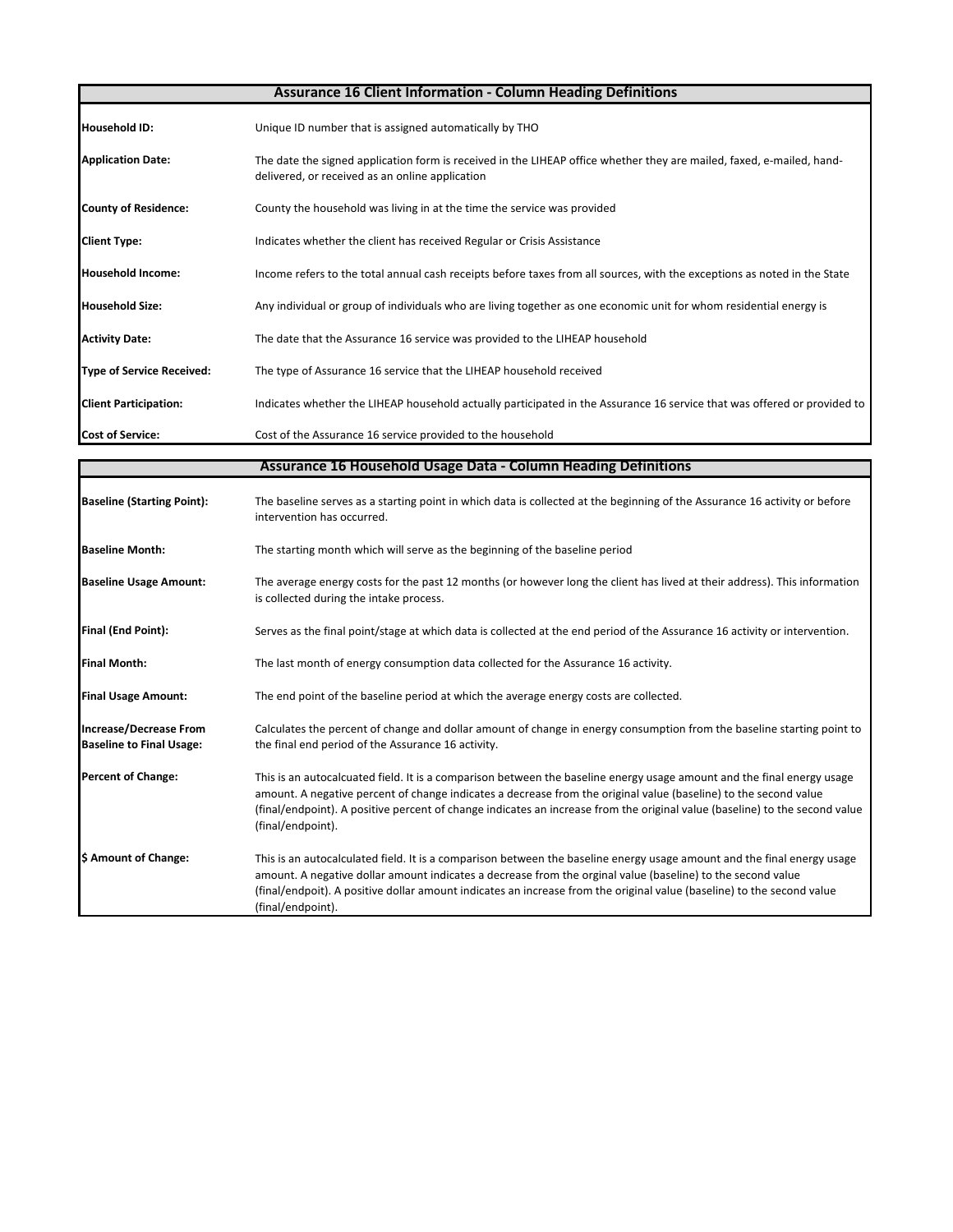## Assurance 16 Client Information - Column Heading Definitions

| | |
|---|---|
| **Household ID:** | Unique ID number that is assigned automatically by THO |
| **Application Date:** | The date the signed application form is received in the LIHEAP office whether they are mailed, faxed, e-mailed, hand-delivered, or received as an online application |
| **County of Residence:** | County the household was living in at the time the service was provided |
| **Client Type:** | Indicates whether the client has received Regular or Crisis Assistance |
| **Household Income:** | Income refers to the total annual cash receipts before taxes from all sources, with the exceptions as noted in the State |
| **Household Size:** | Any individual or group of individuals who are living together as one economic unit for whom residential energy is |
| **Activity Date:** | The date that the Assurance 16 service was provided to the LIHEAP household |
| **Type of Service Received:** | The type of Assurance 16 service that the LIHEAP household received |
| **Client Participation:** | Indicates whether the LIHEAP household actually participated in the Assurance 16 service that was offered or provided to |
| **Cost of Service:** | Cost of the Assurance 16 service provided to the household |

## Assurance 16 Household Usage Data - Column Heading Definitions

| | |
|---|---|
| **Baseline (Starting Point):** | The baseline serves as a starting point in which data is collected at the beginning of the Assurance 16 activity or before intervention has occurred. |
| **Baseline Month:** | The starting month which will serve as the beginning of the baseline period |
| **Baseline Usage Amount:** | The average energy costs for the past 12 months (or however long the client has lived at their address). This information is collected during the intake process. |
| **Final (End Point):** | Serves as the final point/stage at which data is collected at the end period of the Assurance 16 activity or intervention. |
| **Final Month:** | The last month of energy consumption data collected for the Assurance 16 activity. |
| **Final Usage Amount:** | The end point of the baseline period at which the average energy costs are collected. |
| **Increase/Decrease From Baseline to Final Usage:** | Calculates the percent of change and dollar amount of change in energy consumption from the baseline starting point to the final end period of the Assurance 16 activity. |
| **Percent of Change:** | This is an autocalcuated field. It is a comparison between the baseline energy usage amount and the final energy usage amount. A negative percent of change indicates a decrease from the original value (baseline) to the second value (final/endpoint). A positive percent of change indicates an increase from the original value (baseline) to the second value (final/endpoint). |
| **$ Amount of Change:** | This is an autocalculated field. It is a comparison between the baseline energy usage amount and the final energy usage amount. A negative dollar amount indicates a decrease from the orginal value (baseline) to the second value (final/endpoit). A positive dollar amount indicates an increase from the original value (baseline) to the second value (final/endpoint). |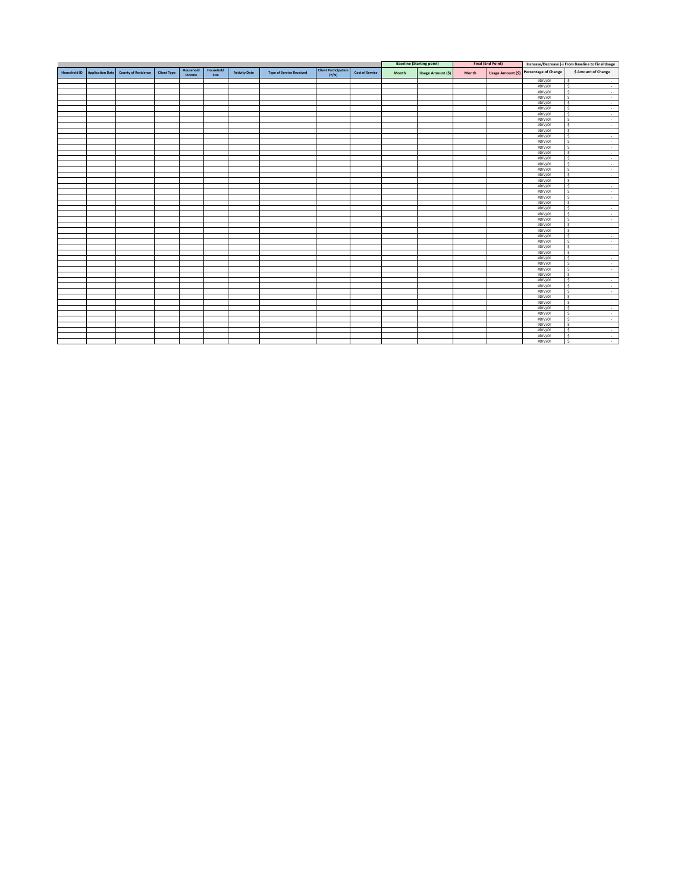| | | | | | | | | | | Baseline (Starting point) | | Final (End Point) | | Increase/Decrease (-) From Baseline to Final Usage | |
|---|---|---|---|---|---|---|---|---|---|---|---|---|---|---|---|
| Household ID | Application Date | County of Residence | Client Type | Household Income | Household Size | Activity Date | Type of Service Received | Client Participation (Y/N) | Cost of Service | Month | Usage Amount ($) | Month | Usage Amount ($) | Percentage of Change | $ Amount of Change |
| | | | | | | | | | | | | | | #DIV/0! | $ - |
| | | | | | | | | | | | | | | #DIV/0! | $ - |
| | | | | | | | | | | | | | | #DIV/0! | $ - |
| | | | | | | | | | | | | | | #DIV/0! | $ - |
| | | | | | | | | | | | | | | #DIV/0! | $ - |
| | | | | | | | | | | | | | | #DIV/0! | $ - |
| | | | | | | | | | | | | | | #DIV/0! | $ - |
| | | | | | | | | | | | | | | #DIV/0! | $ - |
| | | | | | | | | | | | | | | #DIV/0! | $ - |
| | | | | | | | | | | | | | | #DIV/0! | $ - |
| | | | | | | | | | | | | | | #DIV/0! | $ - |
| | | | | | | | | | | | | | | #DIV/0! | $ - |
| | | | | | | | | | | | | | | #DIV/0! | $ - |
| | | | | | | | | | | | | | | #DIV/0! | $ - |
| | | | | | | | | | | | | | | #DIV/0! | $ - |
| | | | | | | | | | | | | | | #DIV/0! | $ - |
| | | | | | | | | | | | | | | #DIV/0! | $ - |
| | | | | | | | | | | | | | | #DIV/0! | $ - |
| | | | | | | | | | | | | | | #DIV/0! | $ - |
| | | | | | | | | | | | | | | #DIV/0! | $ - |
| | | | | | | | | | | | | | | #DIV/0! | $ - |
| | | | | | | | | | | | | | | #DIV/0! | $ - |
| | | | | | | | | | | | | | | #DIV/0! | $ - |
| | | | | | | | | | | | | | | #DIV/0! | $ - |
| | | | | | | | | | | | | | | #DIV/0! | $ - |
| | | | | | | | | | | | | | | #DIV/0! | $ - |
| | | | | | | | | | | | | | | #DIV/0! | $ - |
| | | | | | | | | | | | | | | #DIV/0! | $ - |
| | | | | | | | | | | | | | | #DIV/0! | $ - |
| | | | | | | | | | | | | | | #DIV/0! | $ - |
| | | | | | | | | | | | | | | #DIV/0! | $ - |
| | | | | | | | | | | | | | | #DIV/0! | $ - |
| | | | | | | | | | | | | | | #DIV/0! | $ - |
| | | | | | | | | | | | | | | #DIV/0! | $ - |
| | | | | | | | | | | | | | | #DIV/0! | $ - |
| | | | | | | | | | | | | | | #DIV/0! | $ - |
| | | | | | | | | | | | | | | #DIV/0! | $ - |
| | | | | | | | | | | | | | | #DIV/0! | $ - |
| | | | | | | | | | | | | | | #DIV/0! | $ - |
| | | | | | | | | | | | | | | #DIV/0! | $ - |
| | | | | | | | | | | | | | | #DIV/0! | $ - |
| | | | | | | | | | | | | | | #DIV/0! | $ - |
| | | | | | | | | | | | | | | #DIV/0! | $ - |
| | | | | | | | | | | | | | | #DIV/0! | $ - |
| | | | | | | | | | | | | | | #DIV/0! | $ - |
| | | | | | | | | | | | | | | #DIV/0! | $ - |
| | | | | | | | | | | | | | | #DIV/0! | $ - |
| | | | | | | | | | | | | | | #DIV/0! | $ - |